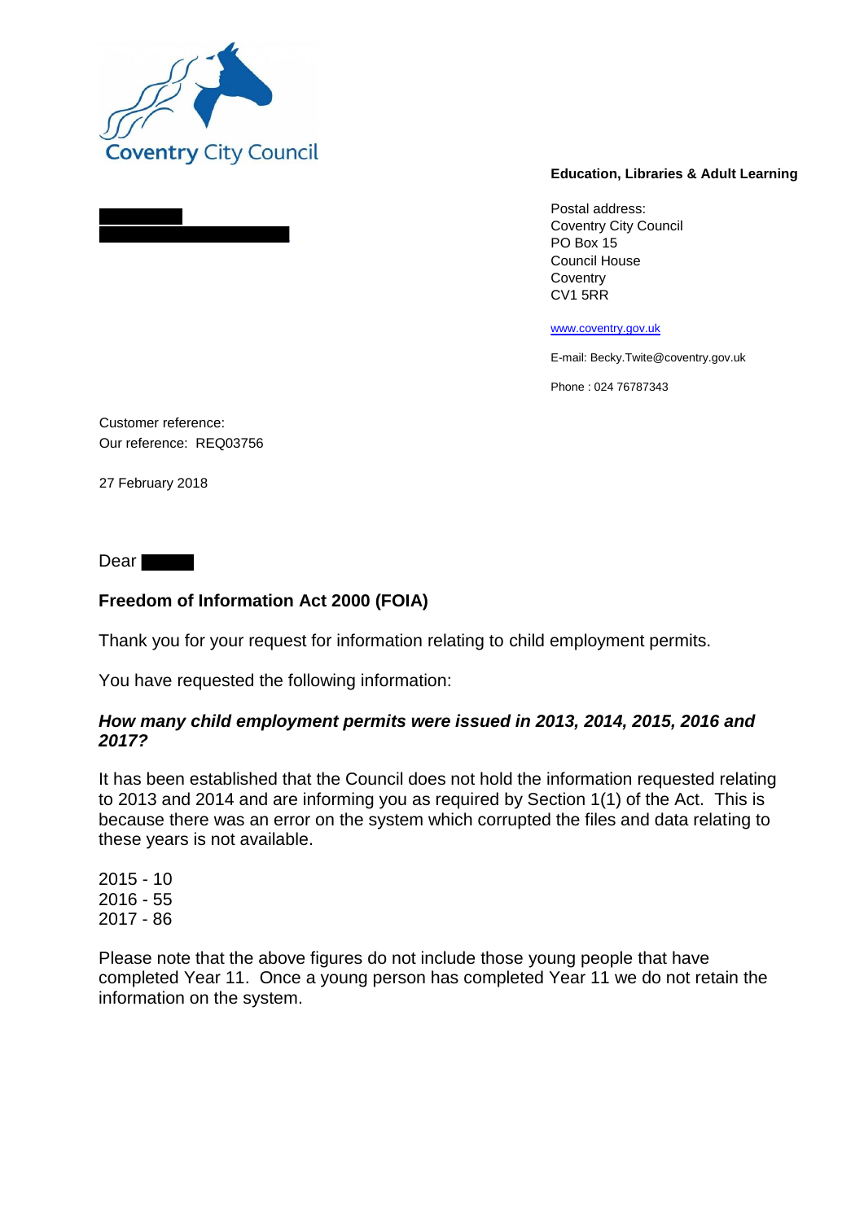Coventry City Council

**Education, Libraries & Adult Learning**

Postal address:
Coventry City Council
PO Box 15
Council House
Coventry
CV1 5RR

www.coventry.gov.uk

E-mail: Becky.Twite@coventry.gov.uk

Phone : 024 76787343

Customer reference:
Our reference: REQ03756

27 February 2018

Dear

**Freedom of Information Act 2000 (FOIA)**

Thank you for your request for information relating to child employment permits.

You have requested the following information:

***How many child employment permits were issued in 2013, 2014, 2015, 2016 and 2017?***

It has been established that the Council does not hold the information requested relating to 2013 and 2014 and are informing you as required by Section 1(1) of the Act. This is because there was an error on the system which corrupted the files and data relating to these years is not available.

2015 - 10
2016 - 55
2017 - 86

Please note that the above figures do not include those young people that have completed Year 11. Once a young person has completed Year 11 we do not retain the information on the system.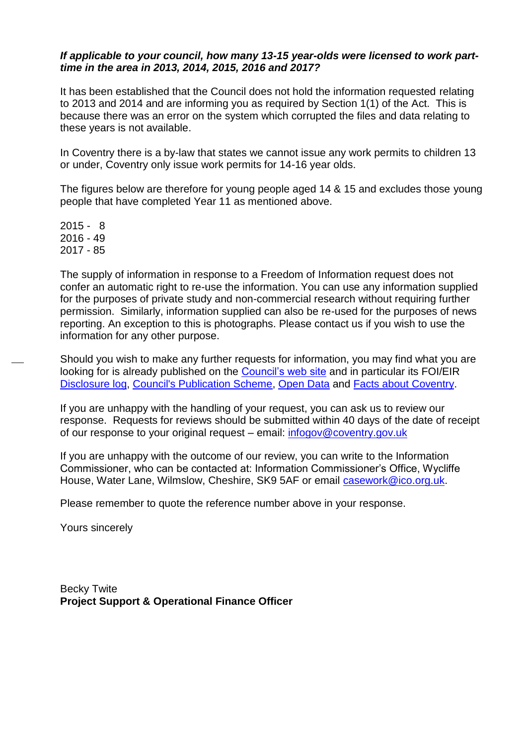***If applicable to your council, how many 13-15 year-olds were licensed to work part-time in the area in 2013, 2014, 2015, 2016 and 2017?***

It has been established that the Council does not hold the information requested relating to 2013 and 2014 and are informing you as required by Section 1(1) of the Act. This is because there was an error on the system which corrupted the files and data relating to these years is not available.

In Coventry there is a by-law that states we cannot issue any work permits to children 13 or under, Coventry only issue work permits for 14-16 year olds.

The figures below are therefore for young people aged 14 & 15 and excludes those young people that have completed Year 11 as mentioned above.

2015 - 8  
2016 - 49  
2017 - 85

The supply of information in response to a Freedom of Information request does not confer an automatic right to re-use the information. You can use any information supplied for the purposes of private study and non-commercial research without requiring further permission. Similarly, information supplied can also be re-used for the purposes of news reporting. An exception to this is photographs. Please contact us if you wish to use the information for any other purpose.

Should you wish to make any further requests for information, you may find what you are looking for is already published on the Council's web site and in particular its FOI/EIR Disclosure log, Council's Publication Scheme, Open Data and Facts about Coventry.

If you are unhappy with the handling of your request, you can ask us to review our response. Requests for reviews should be submitted within 40 days of the date of receipt of our response to your original request – email: infogov@coventry.gov.uk

If you are unhappy with the outcome of our review, you can write to the Information Commissioner, who can be contacted at: Information Commissioner's Office, Wycliffe House, Water Lane, Wilmslow, Cheshire, SK9 5AF or email casework@ico.org.uk.

Please remember to quote the reference number above in your response.

Yours sincerely

Becky Twite  
**Project Support & Operational Finance Officer**